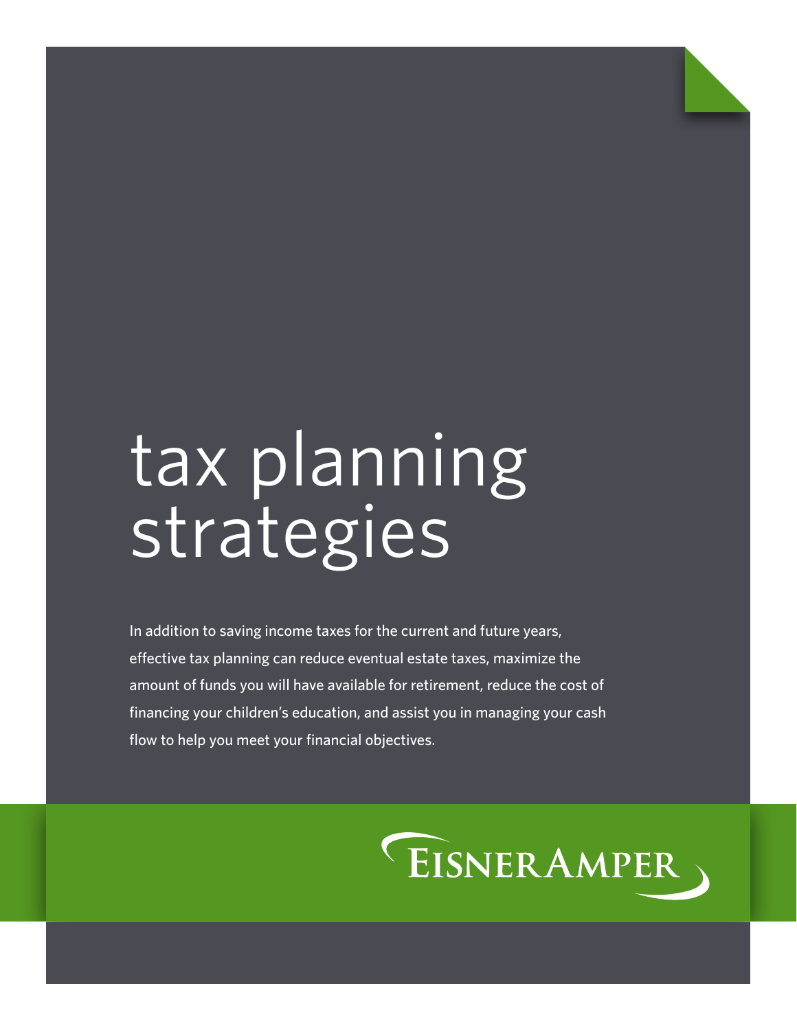# tax planning strategies

In addition to saving income taxes for the current and future years, effective tax planning can reduce eventual estate taxes, maximize the amount of funds you will have available for retirement, reduce the cost of financing your children's education, and assist you in managing your cash flow to help you meet your financial objectives.

EisnerAmper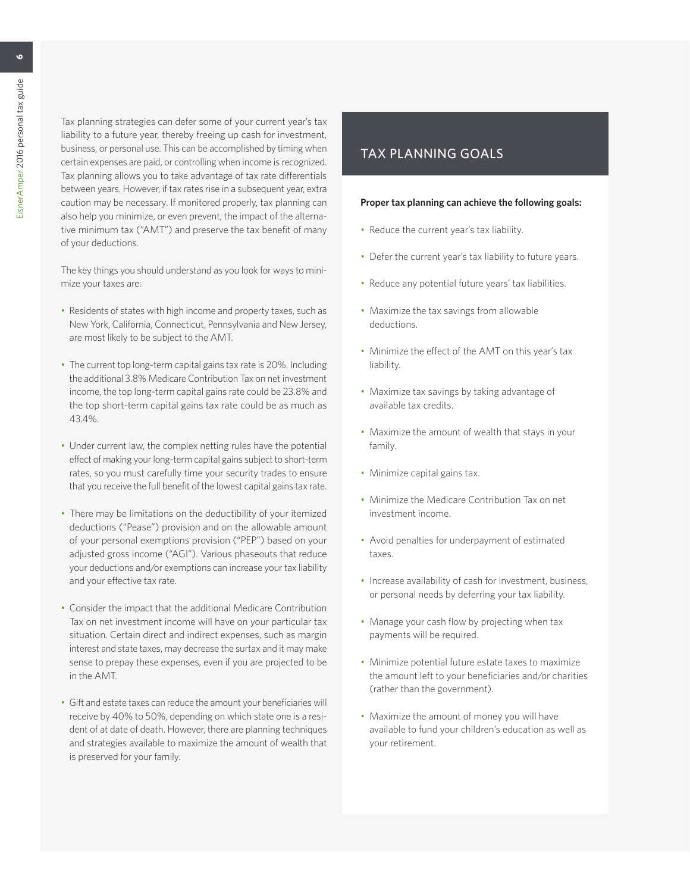Tax planning strategies can defer some of your current year's tax liability to a future year, thereby freeing up cash for investment, business, or personal use. This can be accomplished by timing when certain expenses are paid, or controlling when income is recognized. Tax planning allows you to take advantage of tax rate differentials between years. However, if tax rates rise in a subsequent year, extra caution may be necessary. If monitored properly, tax planning can also help you minimize, or even prevent, the impact of the alternative minimum tax ("AMT") and preserve the tax benefit of many of your deductions.

The key things you should understand as you look for ways to minimize your taxes are:

- Residents of states with high income and property taxes, such as New York, California, Connecticut, Pennsylvania and New Jersey, are most likely to be subject to the AMT.
- The current top long-term capital gains tax rate is 20%. Including the additional 3.8% Medicare Contribution Tax on net investment income, the top long-term capital gains rate could be 23.8% and the top short-term capital gains tax rate could be as much as 43.4%.
- Under current law, the complex netting rules have the potential effect of making your long-term capital gains subject to short-term rates, so you must carefully time your security trades to ensure that you receive the full benefit of the lowest capital gains tax rate.
- There may be limitations on the deductibility of your itemized deductions ("Pease") provision and on the allowable amount of your personal exemptions provision ("PEP") based on your adjusted gross income ("AGI"). Various phaseouts that reduce your deductions and/or exemptions can increase your tax liability and your effective tax rate.
- Consider the impact that the additional Medicare Contribution Tax on net investment income will have on your particular tax situation. Certain direct and indirect expenses, such as margin interest and state taxes, may decrease the surtax and it may make sense to prepay these expenses, even if you are projected to be in the AMT.
- Gift and estate taxes can reduce the amount your beneficiaries will receive by 40% to 50%, depending on which state one is a resident of at date of death. However, there are planning techniques and strategies available to maximize the amount of wealth that is preserved for your family.

## TAX PLANNING GOALS

**Proper tax planning can achieve the following goals:**

- Reduce the current year's tax liability.
- Defer the current year's tax liability to future years.
- Reduce any potential future years' tax liabilities.
- Maximize the tax savings from allowable deductions.
- Minimize the effect of the AMT on this year's tax liability.
- Maximize tax savings by taking advantage of available tax credits.
- Maximize the amount of wealth that stays in your family.
- Minimize capital gains tax.
- Minimize the Medicare Contribution Tax on net investment income.
- Avoid penalties for underpayment of estimated taxes.
- Increase availability of cash for investment, business, or personal needs by deferring your tax liability.
- Manage your cash flow by projecting when tax payments will be required.
- Minimize potential future estate taxes to maximize the amount left to your beneficiaries and/or charities (rather than the government).
- Maximize the amount of money you will have available to fund your children's education as well as your retirement.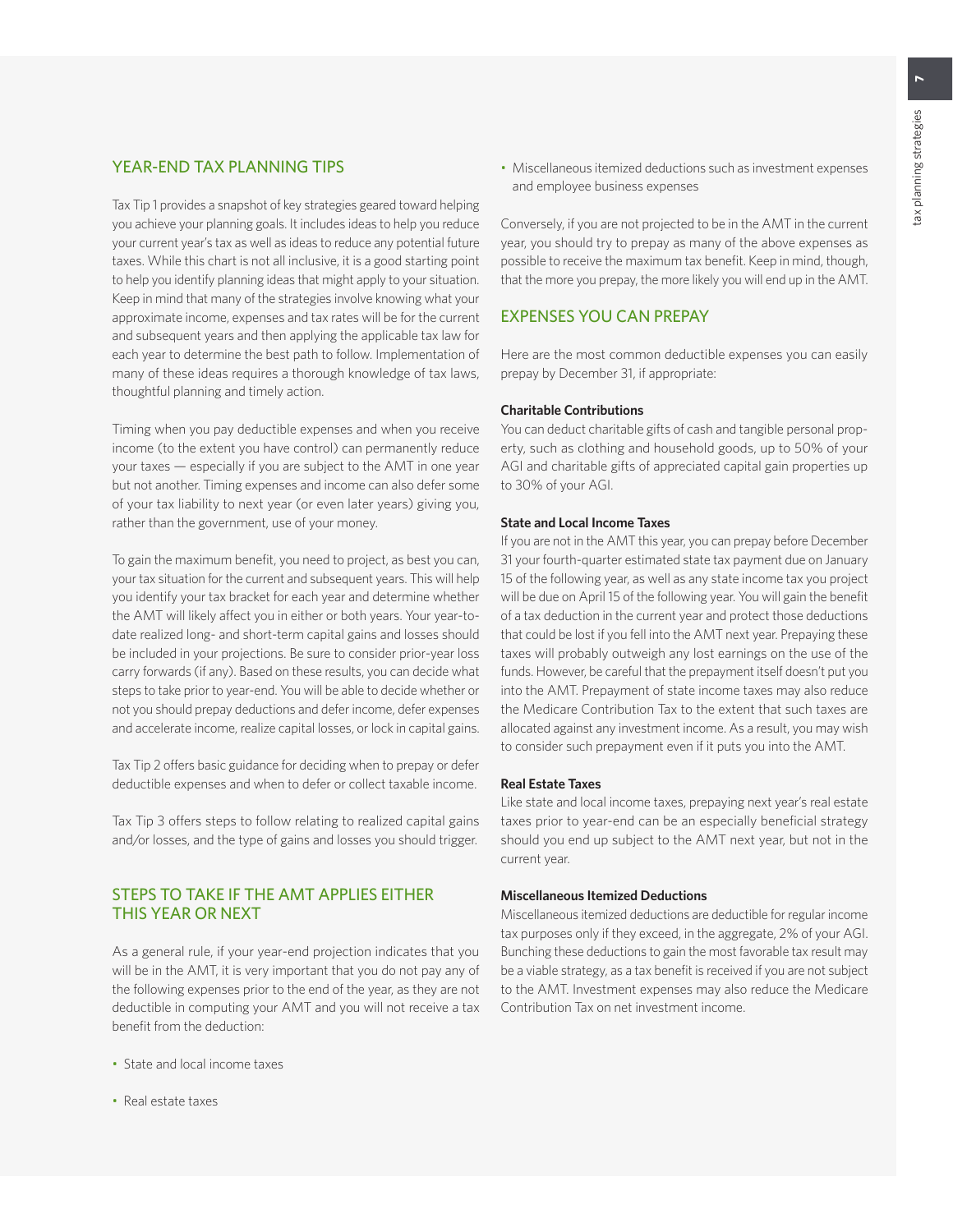## YEAR-END TAX PLANNING TIPS

Tax Tip 1 provides a snapshot of key strategies geared toward helping you achieve your planning goals. It includes ideas to help you reduce your current year's tax as well as ideas to reduce any potential future taxes. While this chart is not all inclusive, it is a good starting point to help you identify planning ideas that might apply to your situation. Keep in mind that many of the strategies involve knowing what your approximate income, expenses and tax rates will be for the current and subsequent years and then applying the applicable tax law for each year to determine the best path to follow. Implementation of many of these ideas requires a thorough knowledge of tax laws, thoughtful planning and timely action.

Timing when you pay deductible expenses and when you receive income (to the extent you have control) can permanently reduce your taxes — especially if you are subject to the AMT in one year but not another. Timing expenses and income can also defer some of your tax liability to next year (or even later years) giving you, rather than the government, use of your money.

To gain the maximum benefit, you need to project, as best you can, your tax situation for the current and subsequent years. This will help you identify your tax bracket for each year and determine whether the AMT will likely affect you in either or both years. Your year-to-date realized long- and short-term capital gains and losses should be included in your projections. Be sure to consider prior-year loss carry forwards (if any). Based on these results, you can decide what steps to take prior to year-end. You will be able to decide whether or not you should prepay deductions and defer income, defer expenses and accelerate income, realize capital losses, or lock in capital gains.

Tax Tip 2 offers basic guidance for deciding when to prepay or defer deductible expenses and when to defer or collect taxable income.

Tax Tip 3 offers steps to follow relating to realized capital gains and/or losses, and the type of gains and losses you should trigger.

## STEPS TO TAKE IF THE AMT APPLIES EITHER THIS YEAR OR NEXT

As a general rule, if your year-end projection indicates that you will be in the AMT, it is very important that you do not pay any of the following expenses prior to the end of the year, as they are not deductible in computing your AMT and you will not receive a tax benefit from the deduction:

- State and local income taxes
- Real estate taxes
- Miscellaneous itemized deductions such as investment expenses and employee business expenses

Conversely, if you are not projected to be in the AMT in the current year, you should try to prepay as many of the above expenses as possible to receive the maximum tax benefit. Keep in mind, though, that the more you prepay, the more likely you will end up in the AMT.

## EXPENSES YOU CAN PREPAY

Here are the most common deductible expenses you can easily prepay by December 31, if appropriate:

**Charitable Contributions**

You can deduct charitable gifts of cash and tangible personal property, such as clothing and household goods, up to 50% of your AGI and charitable gifts of appreciated capital gain properties up to 30% of your AGI.

**State and Local Income Taxes**

If you are not in the AMT this year, you can prepay before December 31 your fourth-quarter estimated state tax payment due on January 15 of the following year, as well as any state income tax you project will be due on April 15 of the following year. You will gain the benefit of a tax deduction in the current year and protect those deductions that could be lost if you fell into the AMT next year. Prepaying these taxes will probably outweigh any lost earnings on the use of the funds. However, be careful that the prepayment itself doesn't put you into the AMT. Prepayment of state income taxes may also reduce the Medicare Contribution Tax to the extent that such taxes are allocated against any investment income. As a result, you may wish to consider such prepayment even if it puts you into the AMT.

**Real Estate Taxes**

Like state and local income taxes, prepaying next year's real estate taxes prior to year-end can be an especially beneficial strategy should you end up subject to the AMT next year, but not in the current year.

**Miscellaneous Itemized Deductions**

Miscellaneous itemized deductions are deductible for regular income tax purposes only if they exceed, in the aggregate, 2% of your AGI. Bunching these deductions to gain the most favorable tax result may be a viable strategy, as a tax benefit is received if you are not subject to the AMT. Investment expenses may also reduce the Medicare Contribution Tax on net investment income.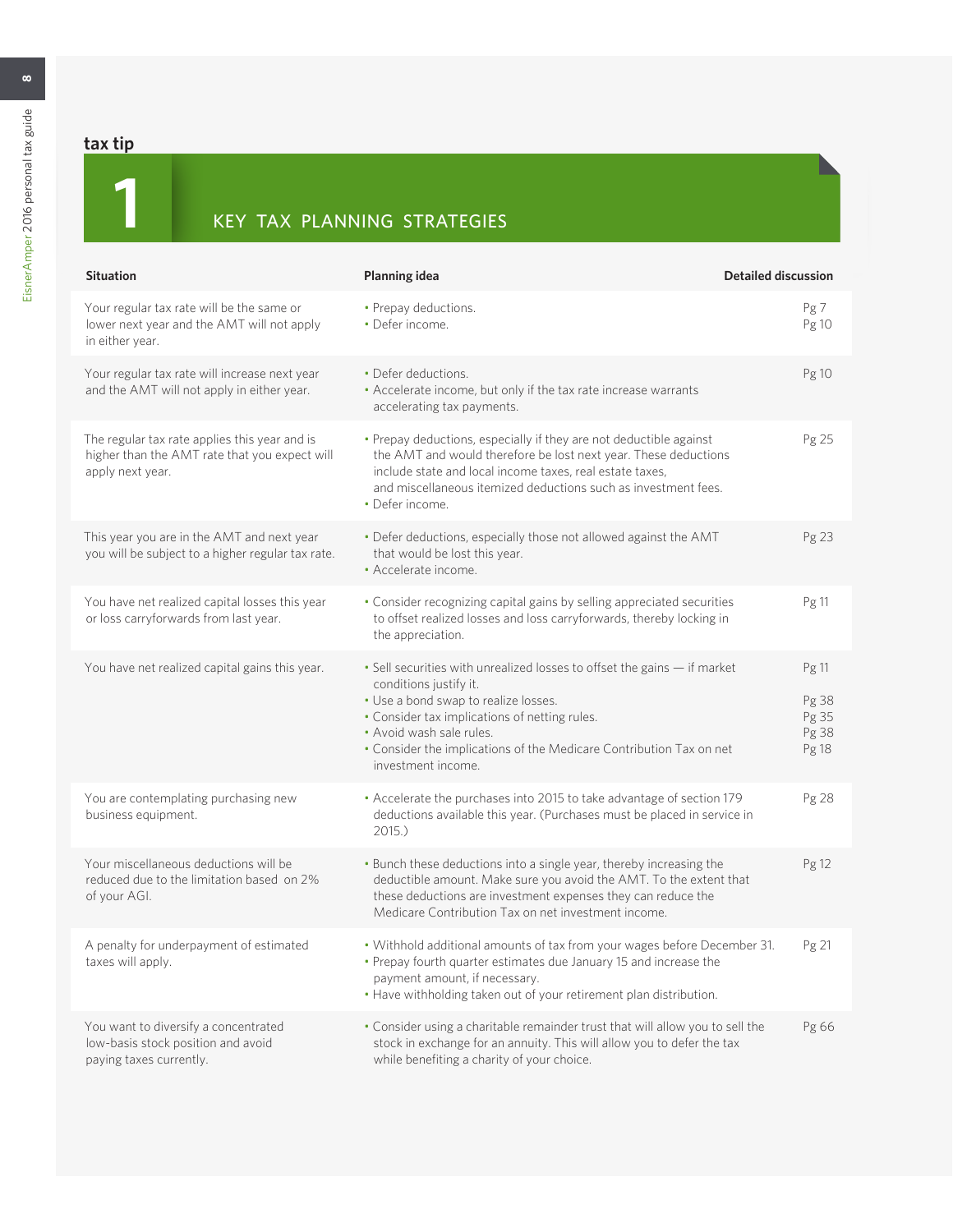**tax tip**

# 1 KEY TAX PLANNING STRATEGIES

| Situation | Planning idea | Detailed discussion |
|---|---|---|
| Your regular tax rate will be the same or lower next year and the AMT will not apply in either year. | • Prepay deductions.<br>• Defer income. | Pg 7<br>Pg 10 |
| Your regular tax rate will increase next year and the AMT will not apply in either year. | • Defer deductions.<br>• Accelerate income, but only if the tax rate increase warrants accelerating tax payments. | Pg 10 |
| The regular tax rate applies this year and is higher than the AMT rate that you expect will apply next year. | • Prepay deductions, especially if they are not deductible against the AMT and would therefore be lost next year. These deductions include state and local income taxes, real estate taxes, and miscellaneous itemized deductions such as investment fees.<br>• Defer income. | Pg 25 |
| This year you are in the AMT and next year you will be subject to a higher regular tax rate. | • Defer deductions, especially those not allowed against the AMT that would be lost this year.<br>• Accelerate income. | Pg 23 |
| You have net realized capital losses this year or loss carryforwards from last year. | • Consider recognizing capital gains by selling appreciated securities to offset realized losses and loss carryforwards, thereby locking in the appreciation. | Pg 11 |
| You have net realized capital gains this year. | • Sell securities with unrealized losses to offset the gains — if market conditions justify it.<br>• Use a bond swap to realize losses.<br>• Consider tax implications of netting rules.<br>• Avoid wash sale rules.<br>• Consider the implications of the Medicare Contribution Tax on net investment income. | Pg 11<br>Pg 38<br>Pg 35<br>Pg 38<br>Pg 18 |
| You are contemplating purchasing new business equipment. | • Accelerate the purchases into 2015 to take advantage of section 179 deductions available this year. (Purchases must be placed in service in 2015.) | Pg 28 |
| Your miscellaneous deductions will be reduced due to the limitation based on 2% of your AGI. | • Bunch these deductions into a single year, thereby increasing the deductible amount. Make sure you avoid the AMT. To the extent that these deductions are investment expenses they can reduce the Medicare Contribution Tax on net investment income. | Pg 12 |
| A penalty for underpayment of estimated taxes will apply. | • Withhold additional amounts of tax from your wages before December 31.<br>• Prepay fourth quarter estimates due January 15 and increase the payment amount, if necessary.<br>• Have withholding taken out of your retirement plan distribution. | Pg 21 |
| You want to diversify a concentrated low-basis stock position and avoid paying taxes currently. | • Consider using a charitable remainder trust that will allow you to sell the stock in exchange for an annuity. This will allow you to defer the tax while benefiting a charity of your choice. | Pg 66 |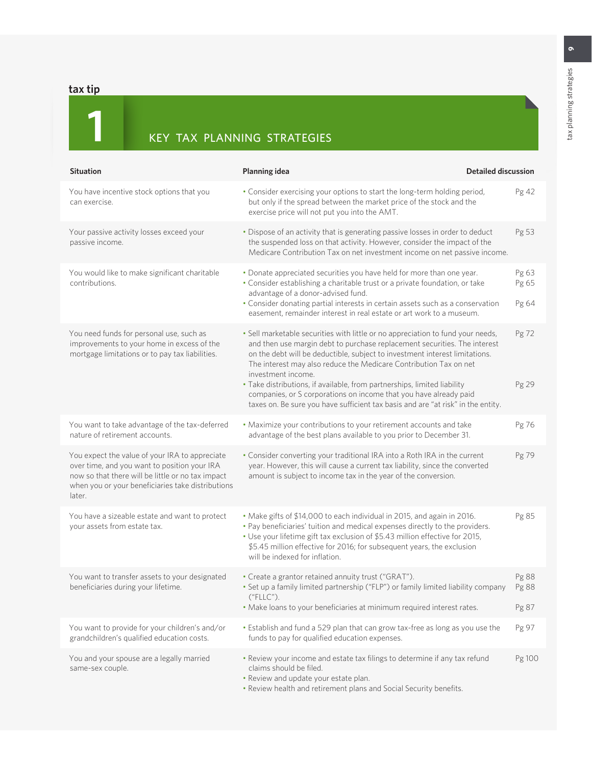**tax tip**

# 1 KEY TAX PLANNING STRATEGIES

| Situation | Planning idea | Detailed discussion |
|---|---|---|
| You have incentive stock options that you can exercise. | • Consider exercising your options to start the long-term holding period, but only if the spread between the market price of the stock and the exercise price will not put you into the AMT. | Pg 42 |
| Your passive activity losses exceed your passive income. | • Dispose of an activity that is generating passive losses in order to deduct the suspended loss on that activity. However, consider the impact of the Medicare Contribution Tax on net investment income on net passive income. | Pg 53 |
| You would like to make significant charitable contributions. | • Donate appreciated securities you have held for more than one year.<br>• Consider establishing a charitable trust or a private foundation, or take advantage of a donor-advised fund.<br>• Consider donating partial interests in certain assets such as a conservation easement, remainder interest in real estate or art work to a museum. | Pg 63<br>Pg 65<br><br>Pg 64 |
| You need funds for personal use, such as improvements to your home in excess of the mortgage limitations or to pay tax liabilities. | • Sell marketable securities with little or no appreciation to fund your needs, and then use margin debt to purchase replacement securities. The interest on the debt will be deductible, subject to investment interest limitations. The interest may also reduce the Medicare Contribution Tax on net investment income.<br>• Take distributions, if available, from partnerships, limited liability companies, or S corporations on income that you have already paid taxes on. Be sure you have sufficient tax basis and are "at risk" in the entity. | Pg 72<br><br><br><br><br>Pg 29 |
| You want to take advantage of the tax-deferred nature of retirement accounts. | • Maximize your contributions to your retirement accounts and take advantage of the best plans available to you prior to December 31. | Pg 76 |
| You expect the value of your IRA to appreciate over time, and you want to position your IRA now so that there will be little or no tax impact when you or your beneficiaries take distributions later. | • Consider converting your traditional IRA into a Roth IRA in the current year. However, this will cause a current tax liability, since the converted amount is subject to income tax in the year of the conversion. | Pg 79 |
| You have a sizeable estate and want to protect your assets from estate tax. | • Make gifts of $14,000 to each individual in 2015, and again in 2016.<br>• Pay beneficiaries' tuition and medical expenses directly to the providers.<br>• Use your lifetime gift tax exclusion of $5.43 million effective for 2015, $5.45 million effective for 2016; for subsequent years, the exclusion will be indexed for inflation. | Pg 85 |
| You want to transfer assets to your designated beneficiaries during your lifetime. | • Create a grantor retained annuity trust ("GRAT").<br>• Set up a family limited partnership ("FLP") or family limited liability company ("FLLC").<br>• Make loans to your beneficiaries at minimum required interest rates. | Pg 88<br>Pg 88<br><br>Pg 87 |
| You want to provide for your children's and/or grandchildren's qualified education costs. | • Establish and fund a 529 plan that can grow tax-free as long as you use the funds to pay for qualified education expenses. | Pg 97 |
| You and your spouse are a legally married same-sex couple. | • Review your income and estate tax filings to determine if any tax refund claims should be filed.<br>• Review and update your estate plan.<br>• Review health and retirement plans and Social Security benefits. | Pg 100 |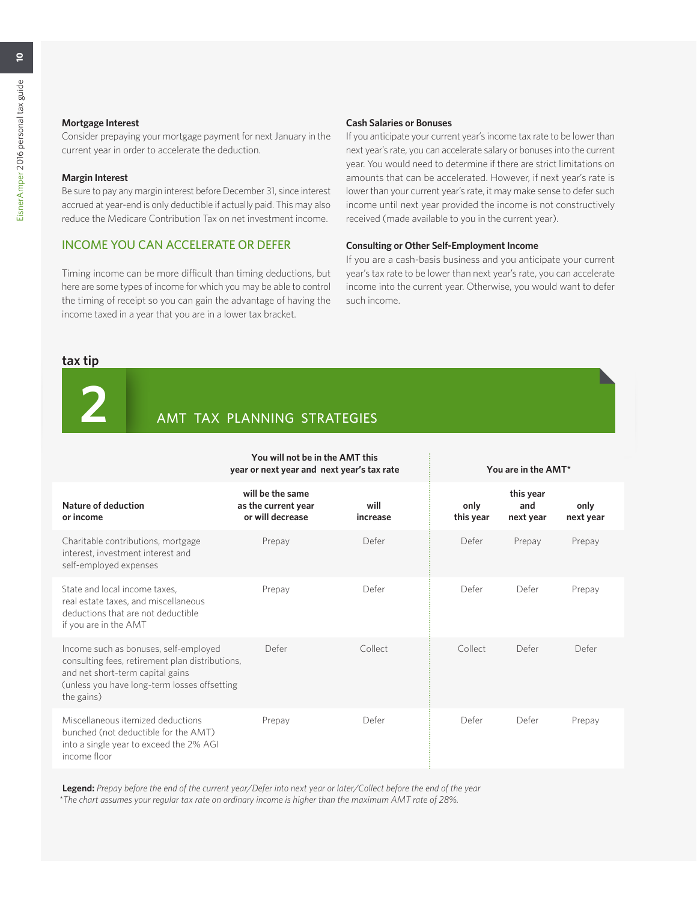### Mortgage Interest

Consider prepaying your mortgage payment for next January in the current year in order to accelerate the deduction.

### Margin Interest

Be sure to pay any margin interest before December 31, since interest accrued at year-end is only deductible if actually paid. This may also reduce the Medicare Contribution Tax on net investment income.

## INCOME YOU CAN ACCELERATE OR DEFER

Timing income can be more difficult than timing deductions, but here are some types of income for which you may be able to control the timing of receipt so you can gain the advantage of having the income taxed in a year that you are in a lower tax bracket.

### Cash Salaries or Bonuses

If you anticipate your current year's income tax rate to be lower than next year's rate, you can accelerate salary or bonuses into the current year. You would need to determine if there are strict limitations on amounts that can be accelerated. However, if next year's rate is lower than your current year's rate, it may make sense to defer such income until next year provided the income is not constructively received (made available to you in the current year).

### Consulting or Other Self-Employment Income

If you are a cash-basis business and you anticipate your current year's tax rate to be lower than next year's rate, you can accelerate income into the current year. Otherwise, you would want to defer such income.

## tax tip 2: AMT TAX PLANNING STRATEGIES

| | You will not be in the AMT this year or next year and next year's tax rate | | You are in the AMT* | | |
|---|---|---|---|---|---|
| **Nature of deduction or income** | **will be the same as the current year or will decrease** | **will increase** | **only this year** | **this year and next year** | **only next year** |
| Charitable contributions, mortgage interest, investment interest and self-employed expenses | Prepay | Defer | Defer | Prepay | Prepay |
| State and local income taxes, real estate taxes, and miscellaneous deductions that are not deductible if you are in the AMT | Prepay | Defer | Defer | Defer | Prepay |
| Income such as bonuses, self-employed consulting fees, retirement plan distributions, and net short-term capital gains (unless you have long-term losses offsetting the gains) | Defer | Collect | Collect | Defer | Defer |
| Miscellaneous itemized deductions bunched (not deductible for the AMT) into a single year to exceed the 2% AGI income floor | Prepay | Defer | Defer | Defer | Prepay |

**Legend:** *Prepay before the end of the current year/Defer into next year or later/Collect before the end of the year*

*\*The chart assumes your regular tax rate on ordinary income is higher than the maximum AMT rate of 28%.*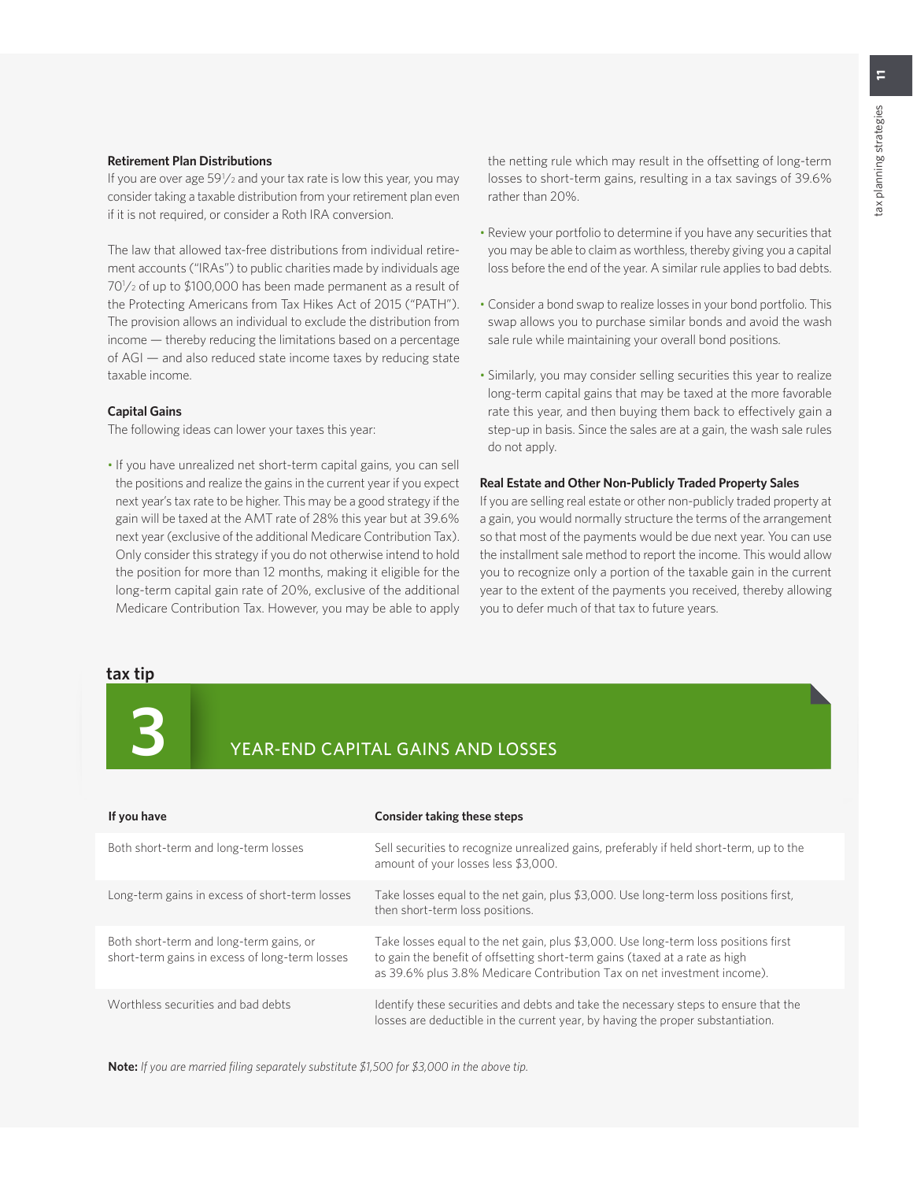### Retirement Plan Distributions

If you are over age 59½ and your tax rate is low this year, you may consider taking a taxable distribution from your retirement plan even if it is not required, or consider a Roth IRA conversion.

The law that allowed tax-free distributions from individual retirement accounts ("IRAs") to public charities made by individuals age 70½ of up to $100,000 has been made permanent as a result of the Protecting Americans from Tax Hikes Act of 2015 ("PATH"). The provision allows an individual to exclude the distribution from income — thereby reducing the limitations based on a percentage of AGI — and also reduced state income taxes by reducing state taxable income.

### Capital Gains

The following ideas can lower your taxes this year:

- If you have unrealized net short-term capital gains, you can sell the positions and realize the gains in the current year if you expect next year's tax rate to be higher. This may be a good strategy if the gain will be taxed at the AMT rate of 28% this year but at 39.6% next year (exclusive of the additional Medicare Contribution Tax). Only consider this strategy if you do not otherwise intend to hold the position for more than 12 months, making it eligible for the long-term capital gain rate of 20%, exclusive of the additional Medicare Contribution Tax. However, you may be able to apply the netting rule which may result in the offsetting of long-term losses to short-term gains, resulting in a tax savings of 39.6% rather than 20%.
- Review your portfolio to determine if you have any securities that you may be able to claim as worthless, thereby giving you a capital loss before the end of the year. A similar rule applies to bad debts.
- Consider a bond swap to realize losses in your bond portfolio. This swap allows you to purchase similar bonds and avoid the wash sale rule while maintaining your overall bond positions.
- Similarly, you may consider selling securities this year to realize long-term capital gains that may be taxed at the more favorable rate this year, and then buying them back to effectively gain a step-up in basis. Since the sales are at a gain, the wash sale rules do not apply.

### Real Estate and Other Non-Publicly Traded Property Sales

If you are selling real estate or other non-publicly traded property at a gain, you would normally structure the terms of the arrangement so that most of the payments would be due next year. You can use the installment sale method to report the income. This would allow you to recognize only a portion of the taxable gain in the current year to the extent of the payments you received, thereby allowing you to defer much of that tax to future years.

## tax tip 3: YEAR-END CAPITAL GAINS AND LOSSES

| If you have | Consider taking these steps |
|---|---|
| Both short-term and long-term losses | Sell securities to recognize unrealized gains, preferably if held short-term, up to the amount of your losses less $3,000. |
| Long-term gains in excess of short-term losses | Take losses equal to the net gain, plus $3,000. Use long-term loss positions first, then short-term loss positions. |
| Both short-term and long-term gains, or short-term gains in excess of long-term losses | Take losses equal to the net gain, plus $3,000. Use long-term loss positions first to gain the benefit of offsetting short-term gains (taxed at a rate as high as 39.6% plus 3.8% Medicare Contribution Tax on net investment income). |
| Worthless securities and bad debts | Identify these securities and debts and take the necessary steps to ensure that the losses are deductible in the current year, by having the proper substantiation. |

**Note:** *If you are married filing separately substitute $1,500 for $3,000 in the above tip.*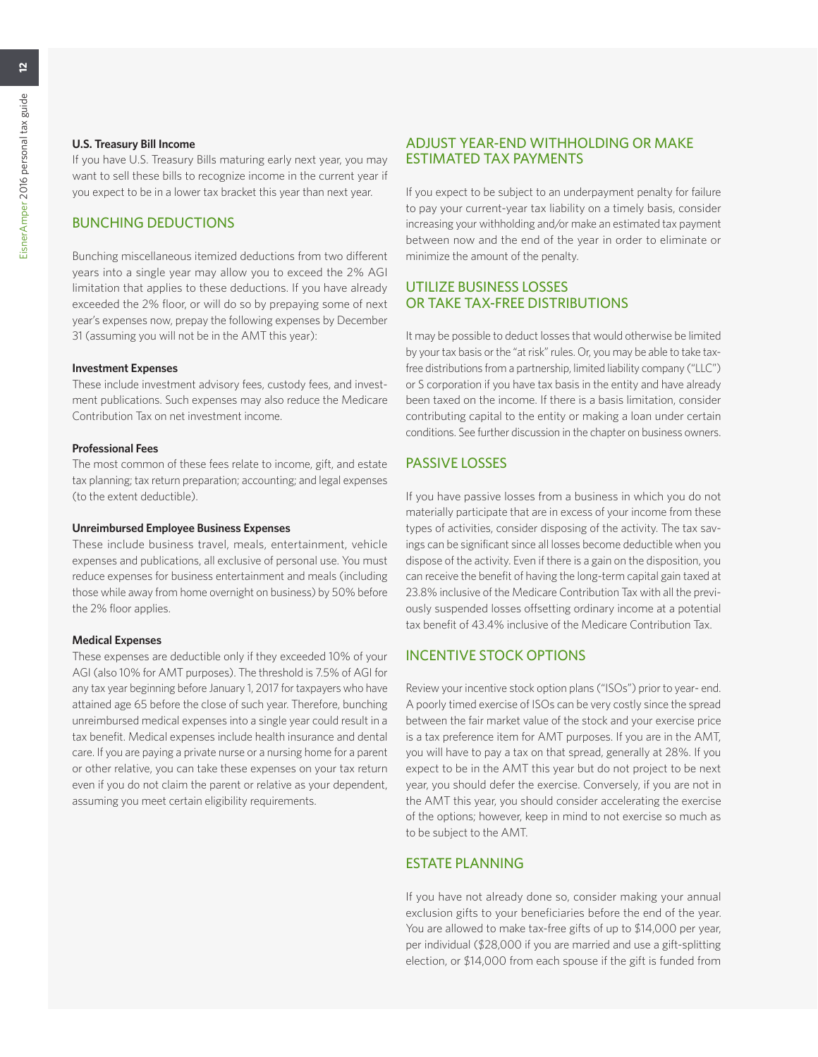### U.S. Treasury Bill Income

If you have U.S. Treasury Bills maturing early next year, you may want to sell these bills to recognize income in the current year if you expect to be in a lower tax bracket this year than next year.

## BUNCHING DEDUCTIONS

Bunching miscellaneous itemized deductions from two different years into a single year may allow you to exceed the 2% AGI limitation that applies to these deductions. If you have already exceeded the 2% floor, or will do so by prepaying some of next year's expenses now, prepay the following expenses by December 31 (assuming you will not be in the AMT this year):

### Investment Expenses

These include investment advisory fees, custody fees, and investment publications. Such expenses may also reduce the Medicare Contribution Tax on net investment income.

### Professional Fees

The most common of these fees relate to income, gift, and estate tax planning; tax return preparation; accounting; and legal expenses (to the extent deductible).

### Unreimbursed Employee Business Expenses

These include business travel, meals, entertainment, vehicle expenses and publications, all exclusive of personal use. You must reduce expenses for business entertainment and meals (including those while away from home overnight on business) by 50% before the 2% floor applies.

### Medical Expenses

These expenses are deductible only if they exceeded 10% of your AGI (also 10% for AMT purposes). The threshold is 7.5% of AGI for any tax year beginning before January 1, 2017 for taxpayers who have attained age 65 before the close of such year. Therefore, bunching unreimbursed medical expenses into a single year could result in a tax benefit. Medical expenses include health insurance and dental care. If you are paying a private nurse or a nursing home for a parent or other relative, you can take these expenses on your tax return even if you do not claim the parent or relative as your dependent, assuming you meet certain eligibility requirements.

## ADJUST YEAR-END WITHHOLDING OR MAKE ESTIMATED TAX PAYMENTS

If you expect to be subject to an underpayment penalty for failure to pay your current-year tax liability on a timely basis, consider increasing your withholding and/or make an estimated tax payment between now and the end of the year in order to eliminate or minimize the amount of the penalty.

## UTILIZE BUSINESS LOSSES OR TAKE TAX-FREE DISTRIBUTIONS

It may be possible to deduct losses that would otherwise be limited by your tax basis or the "at risk" rules. Or, you may be able to take tax-free distributions from a partnership, limited liability company ("LLC") or S corporation if you have tax basis in the entity and have already been taxed on the income. If there is a basis limitation, consider contributing capital to the entity or making a loan under certain conditions. See further discussion in the chapter on business owners.

## PASSIVE LOSSES

If you have passive losses from a business in which you do not materially participate that are in excess of your income from these types of activities, consider disposing of the activity. The tax savings can be significant since all losses become deductible when you dispose of the activity. Even if there is a gain on the disposition, you can receive the benefit of having the long-term capital gain taxed at 23.8% inclusive of the Medicare Contribution Tax with all the previously suspended losses offsetting ordinary income at a potential tax benefit of 43.4% inclusive of the Medicare Contribution Tax.

## INCENTIVE STOCK OPTIONS

Review your incentive stock option plans ("ISOs") prior to year- end. A poorly timed exercise of ISOs can be very costly since the spread between the fair market value of the stock and your exercise price is a tax preference item for AMT purposes. If you are in the AMT, you will have to pay a tax on that spread, generally at 28%. If you expect to be in the AMT this year but do not project to be next year, you should defer the exercise. Conversely, if you are not in the AMT this year, you should consider accelerating the exercise of the options; however, keep in mind to not exercise so much as to be subject to the AMT.

## ESTATE PLANNING

If you have not already done so, consider making your annual exclusion gifts to your beneficiaries before the end of the year. You are allowed to make tax-free gifts of up to $14,000 per year, per individual ($28,000 if you are married and use a gift-splitting election, or $14,000 from each spouse if the gift is funded from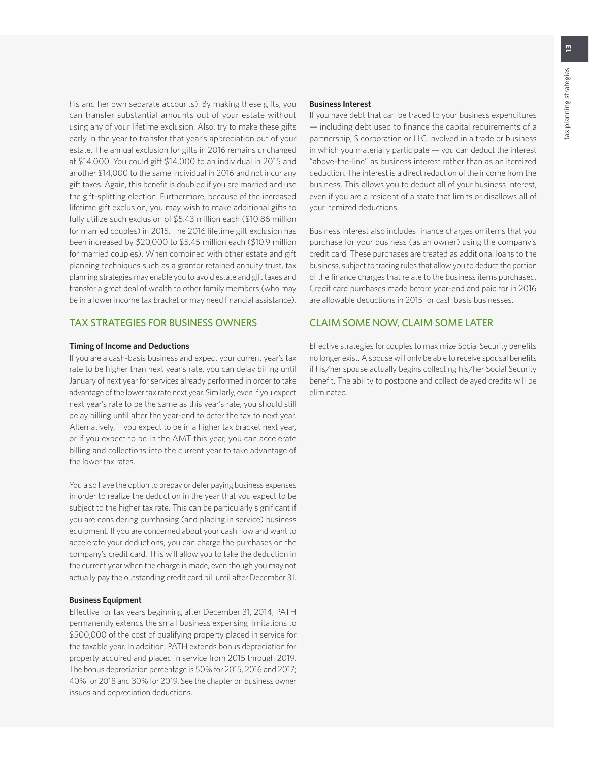his and her own separate accounts). By making these gifts, you can transfer substantial amounts out of your estate without using any of your lifetime exclusion. Also, try to make these gifts early in the year to transfer that year's appreciation out of your estate. The annual exclusion for gifts in 2016 remains unchanged at $14,000. You could gift $14,000 to an individual in 2015 and another $14,000 to the same individual in 2016 and not incur any gift taxes. Again, this benefit is doubled if you are married and use the gift-splitting election. Furthermore, because of the increased lifetime gift exclusion, you may wish to make additional gifts to fully utilize such exclusion of $5.43 million each ($10.86 million for married couples) in 2015. The 2016 lifetime gift exclusion has been increased by $20,000 to $5.45 million each ($10.9 million for married couples). When combined with other estate and gift planning techniques such as a grantor retained annuity trust, tax planning strategies may enable you to avoid estate and gift taxes and transfer a great deal of wealth to other family members (who may be in a lower income tax bracket or may need financial assistance).

## TAX STRATEGIES FOR BUSINESS OWNERS

**Timing of Income and Deductions**

If you are a cash-basis business and expect your current year's tax rate to be higher than next year's rate, you can delay billing until January of next year for services already performed in order to take advantage of the lower tax rate next year. Similarly, even if you expect next year's rate to be the same as this year's rate, you should still delay billing until after the year-end to defer the tax to next year. Alternatively, if you expect to be in a higher tax bracket next year, or if you expect to be in the AMT this year, you can accelerate billing and collections into the current year to take advantage of the lower tax rates.

You also have the option to prepay or defer paying business expenses in order to realize the deduction in the year that you expect to be subject to the higher tax rate. This can be particularly significant if you are considering purchasing (and placing in service) business equipment. If you are concerned about your cash flow and want to accelerate your deductions, you can charge the purchases on the company's credit card. This will allow you to take the deduction in the current year when the charge is made, even though you may not actually pay the outstanding credit card bill until after December 31.

**Business Equipment**

Effective for tax years beginning after December 31, 2014, PATH permanently extends the small business expensing limitations to $500,000 of the cost of qualifying property placed in service for the taxable year. In addition, PATH extends bonus depreciation for property acquired and placed in service from 2015 through 2019. The bonus depreciation percentage is 50% for 2015, 2016 and 2017; 40% for 2018 and 30% for 2019. See the chapter on business owner issues and depreciation deductions.

**Business Interest**

If you have debt that can be traced to your business expenditures — including debt used to finance the capital requirements of a partnership, S corporation or LLC involved in a trade or business in which you materially participate — you can deduct the interest "above-the-line" as business interest rather than as an itemized deduction. The interest is a direct reduction of the income from the business. This allows you to deduct all of your business interest, even if you are a resident of a state that limits or disallows all of your itemized deductions.

Business interest also includes finance charges on items that you purchase for your business (as an owner) using the company's credit card. These purchases are treated as additional loans to the business, subject to tracing rules that allow you to deduct the portion of the finance charges that relate to the business items purchased. Credit card purchases made before year-end and paid for in 2016 are allowable deductions in 2015 for cash basis businesses.

## CLAIM SOME NOW, CLAIM SOME LATER

Effective strategies for couples to maximize Social Security benefits no longer exist. A spouse will only be able to receive spousal benefits if his/her spouse actually begins collecting his/her Social Security benefit. The ability to postpone and collect delayed credits will be eliminated.